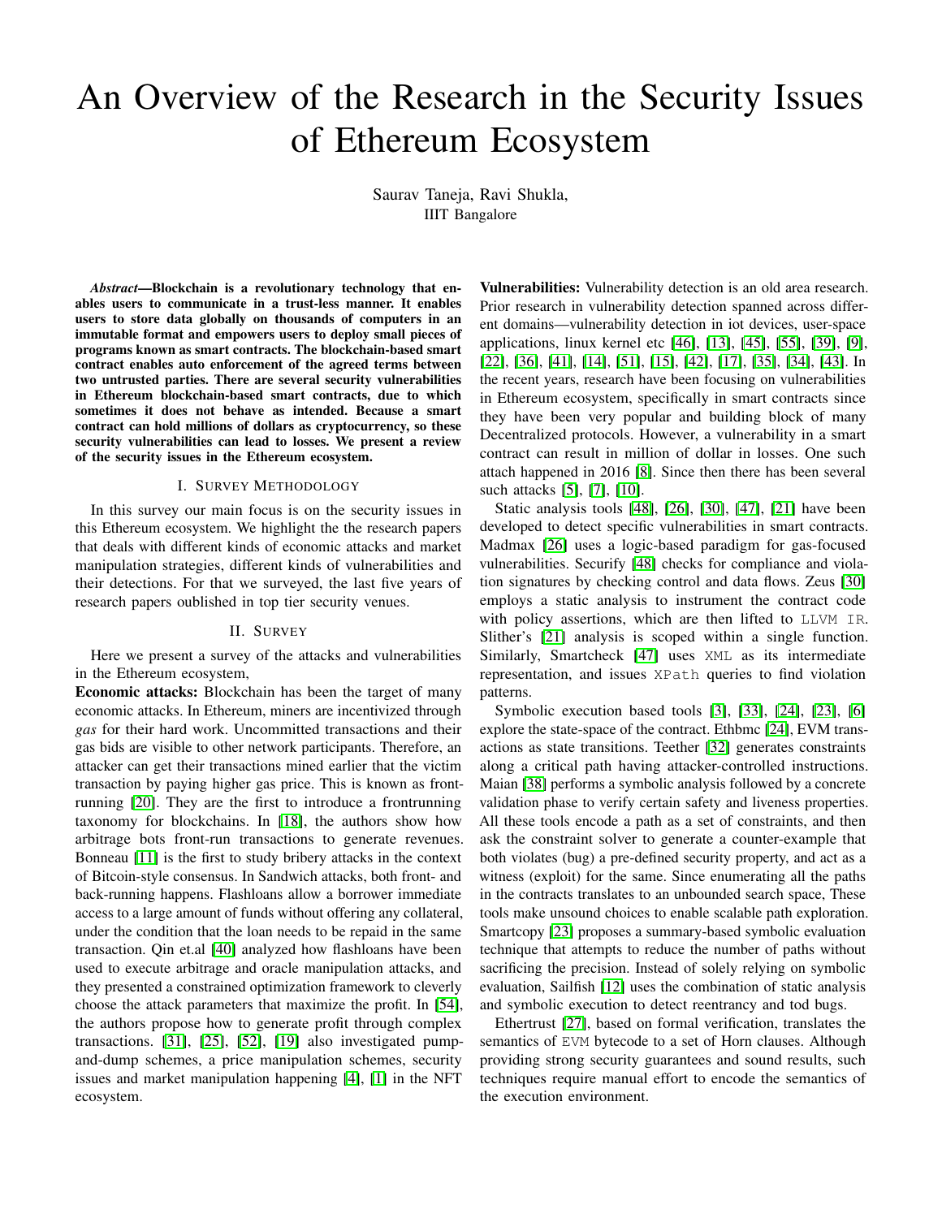# An Overview of the Research in the Security Issues of Ethereum Ecosystem

Saurav Taneja, Ravi Shukla,
IIIT Bangalore

***Abstract*—Blockchain is a revolutionary technology that enables users to communicate in a trust-less manner. It enables users to store data globally on thousands of computers in an immutable format and empowers users to deploy small pieces of programs known as smart contracts. The blockchain-based smart contract enables auto enforcement of the agreed terms between two untrusted parties. There are several security vulnerabilities in Ethereum blockchain-based smart contracts, due to which sometimes it does not behave as intended. Because a smart contract can hold millions of dollars as cryptocurrency, so these security vulnerabilities can lead to losses. We present a review of the security issues in the Ethereum ecosystem.**

## I. Survey Methodology

In this survey our main focus is on the security issues in this Ethereum ecosystem. We highlight the the research papers that deals with different kinds of economic attacks and market manipulation strategies, different kinds of vulnerabilities and their detections. For that we surveyed, the last five years of research papers oublished in top tier security venues.

## II. Survey

Here we present a survey of the attacks and vulnerabilities in the Ethereum ecosystem,

**Economic attacks:** Blockchain has been the target of many economic attacks. In Ethereum, miners are incentivized through *gas* for their hard work. Uncommitted transactions and their gas bids are visible to other network participants. Therefore, an attacker can get their transactions mined earlier that the victim transaction by paying higher gas price. This is known as front-running [20]. They are the first to introduce a frontrunning taxonomy for blockchains. In [18], the authors show how arbitrage bots front-run transactions to generate revenues. Bonneau [11] is the first to study bribery attacks in the context of Bitcoin-style consensus. In Sandwich attacks, both front- and back-running happens. Flashloans allow a borrower immediate access to a large amount of funds without offering any collateral, under the condition that the loan needs to be repaid in the same transaction. Qin et.al [40] analyzed how flashloans have been used to execute arbitrage and oracle manipulation attacks, and they presented a constrained optimization framework to cleverly choose the attack parameters that maximize the profit. In [54], the authors propose how to generate profit through complex transactions. [31], [25], [52], [19] also investigated pump-and-dump schemes, a price manipulation schemes, security issues and market manipulation happening [4], [1] in the NFT ecosystem.

**Vulnerabilities:** Vulnerability detection is an old area research. Prior research in vulnerability detection spanned across different domains—vulnerability detection in iot devices, user-space applications, linux kernel etc [46], [13], [45], [55], [39], [9], [22], [36], [41], [14], [51], [15], [42], [17], [35], [34], [43]. In the recent years, research have been focusing on vulnerabilities in Ethereum ecosystem, specifically in smart contracts since they have been very popular and building block of many Decentralized protocols. However, a vulnerability in a smart contract can result in million of dollar in losses. One such attach happened in 2016 [8]. Since then there has been several such attacks [5], [7], [10].

Static analysis tools [48], [26], [30], [47], [21] have been developed to detect specific vulnerabilities in smart contracts. Madmax [26] uses a logic-based paradigm for gas-focused vulnerabilities. Securify [48] checks for compliance and violation signatures by checking control and data flows. Zeus [30] employs a static analysis to instrument the contract code with policy assertions, which are then lifted to `LLVM IR`. Slither's [21] analysis is scoped within a single function. Similarly, Smartcheck [47] uses `XML` as its intermediate representation, and issues `XPath` queries to find violation patterns.

Symbolic execution based tools [3], [33], [24], [23], [6] explore the state-space of the contract. Ethbmc [24], EVM transactions as state transitions. Teether [32] generates constraints along a critical path having attacker-controlled instructions. Maian [38] performs a symbolic analysis followed by a concrete validation phase to verify certain safety and liveness properties. All these tools encode a path as a set of constraints, and then ask the constraint solver to generate a counter-example that both violates (bug) a pre-defined security property, and act as a witness (exploit) for the same. Since enumerating all the paths in the contracts translates to an unbounded search space, These tools make unsound choices to enable scalable path exploration. Smartcopy [23] proposes a summary-based symbolic evaluation technique that attempts to reduce the number of paths without sacrificing the precision. Instead of solely relying on symbolic evaluation, Sailfish [12] uses the combination of static analysis and symbolic execution to detect reentrancy and tod bugs.

Ethertrust [27], based on formal verification, translates the semantics of `EVM` bytecode to a set of Horn clauses. Although providing strong security guarantees and sound results, such techniques require manual effort to encode the semantics of the execution environment.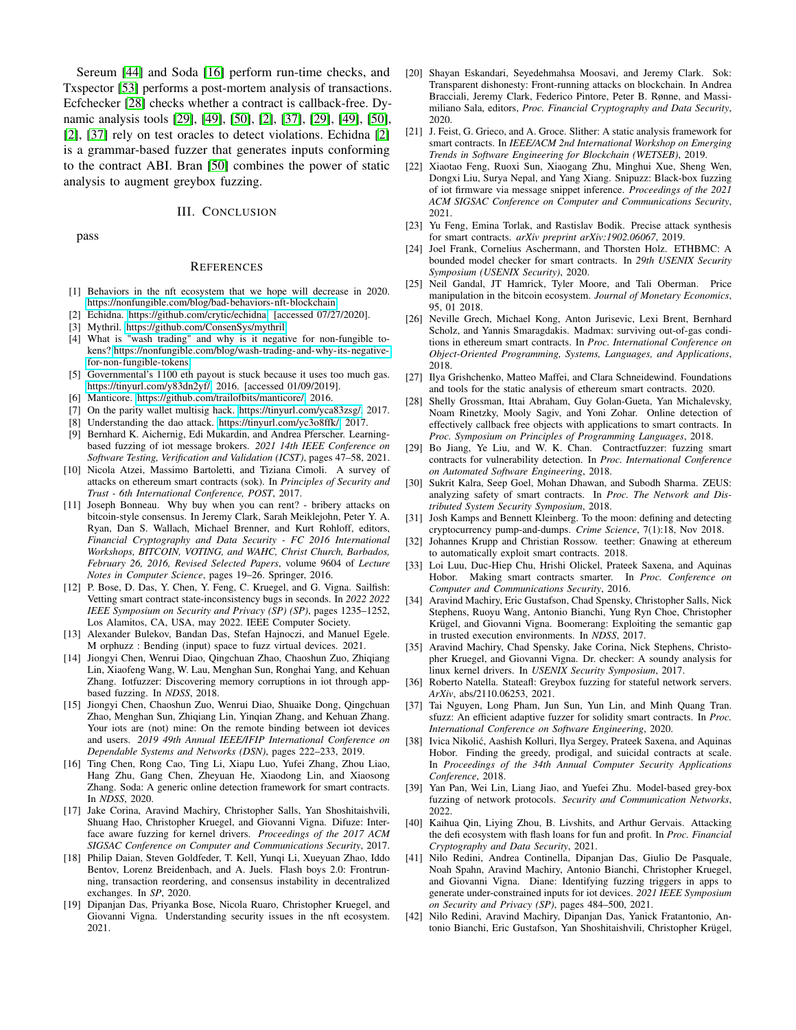Sereum [44] and Soda [16] perform run-time checks, and Txspector [53] performs a post-mortem analysis of transactions. Ecfchecker [28] checks whether a contract is callback-free. Dynamic analysis tools [29], [49], [50], [2], [37], [29], [49], [50], [2], [37] rely on test oracles to detect violations. Echidna [2] is a grammar-based fuzzer that generates inputs conforming to the contract ABI. Bran [50] combines the power of static analysis to augment greybox fuzzing.

## III. Conclusion

pass

## References

[1] Behaviors in the nft ecosystem that we hope will decrease in 2020. https://nonfungible.com/blog/bad-behaviors-nft-blockchain.

[2] Echidna. https://github.com/crytic/echidna. [accessed 07/27/2020].

[3] Mythril. https://github.com/ConsenSys/mythril.

[4] What is "wash trading" and why is it negative for non-fungible tokens? https://nonfungible.com/blog/wash-trading-and-why-its-negative-for-non-fungible-tokens.

[5] Governmental's 1100 eth payout is stuck because it uses too much gas. https://tinyurl.com/y83dn2yf/, 2016. [accessed 01/09/2019].

[6] Manticore. https://github.com/trailofbits/manticore/, 2016.

[7] On the parity wallet multisig hack. https://tinyurl.com/yca83zsg/, 2017.

[8] Understanding the dao attack. https://tinyurl.com/yc3o8ffk/, 2017.

[9] Bernhard K. Aichernig, Edi Mukardin, and Andrea Pferscher. Learning-based fuzzing of iot message brokers. *2021 14th IEEE Conference on Software Testing, Verification and Validation (ICST)*, pages 47–58, 2021.

[10] Nicola Atzei, Massimo Bartoletti, and Tiziana Cimoli. A survey of attacks on ethereum smart contracts (sok). In *Principles of Security and Trust - 6th International Conference, POST*, 2017.

[11] Joseph Bonneau. Why buy when you can rent? - bribery attacks on bitcoin-style consensus. In Jeremy Clark, Sarah Meiklejohn, Peter Y. A. Ryan, Dan S. Wallach, Michael Brenner, and Kurt Rohloff, editors, *Financial Cryptography and Data Security - FC 2016 International Workshops, BITCOIN, VOTING, and WAHC, Christ Church, Barbados, February 26, 2016, Revised Selected Papers*, volume 9604 of *Lecture Notes in Computer Science*, pages 19–26. Springer, 2016.

[12] P. Bose, D. Das, Y. Chen, Y. Feng, C. Kruegel, and G. Vigna. Sailfish: Vetting smart contract state-inconsistency bugs in seconds. In *2022 2022 IEEE Symposium on Security and Privacy (SP) (SP)*, pages 1235–1252, Los Alamitos, CA, USA, may 2022. IEEE Computer Society.

[13] Alexander Bulekov, Bandan Das, Stefan Hajnoczi, and Manuel Egele. M orphuzz : Bending (input) space to fuzz virtual devices. 2021.

[14] Jiongyi Chen, Wenrui Diao, Qingchuan Zhao, Chaoshun Zuo, Zhiqiang Lin, Xiaofeng Wang, W. Lau, Menghan Sun, Ronghai Yang, and Kehuan Zhang. Iotfuzzer: Discovering memory corruptions in iot through app-based fuzzing. In *NDSS*, 2018.

[15] Jiongyi Chen, Chaoshun Zuo, Wenrui Diao, Shuaike Dong, Qingchuan Zhao, Menghan Sun, Zhiqiang Lin, Yinqian Zhang, and Kehuan Zhang. Your iots are (not) mine: On the remote binding between iot devices and users. *2019 49th Annual IEEE/IFIP International Conference on Dependable Systems and Networks (DSN)*, pages 222–233, 2019.

[16] Ting Chen, Rong Cao, Ting Li, Xiapu Luo, Yufei Zhang, Zhou Liao, Hang Zhu, Gang Chen, Zheyuan He, Xiaodong Lin, and Xiaosong Zhang. Soda: A generic online detection framework for smart contracts. In *NDSS*, 2020.

[17] Jake Corina, Aravind Machiry, Christopher Salls, Yan Shoshitaishvili, Shuang Hao, Christopher Kruegel, and Giovanni Vigna. Difuze: Interface aware fuzzing for kernel drivers. *Proceedings of the 2017 ACM SIGSAC Conference on Computer and Communications Security*, 2017.

[18] Philip Daian, Steven Goldfeder, T. Kell, Yunqi Li, Xueyuan Zhao, Iddo Bentov, Lorenz Breidenbach, and A. Juels. Flash boys 2.0: Frontrunning, transaction reordering, and consensus instability in decentralized exchanges. In *SP*, 2020.

[19] Dipanjan Das, Priyanka Bose, Nicola Ruaro, Christopher Kruegel, and Giovanni Vigna. Understanding security issues in the nft ecosystem. 2021.

[20] Shayan Eskandari, Seyedehmahsa Moosavi, and Jeremy Clark. Sok: Transparent dishonesty: Front-running attacks on blockchain. In Andrea Bracciali, Jeremy Clark, Federico Pintore, Peter B. Rønne, and Massimiliano Sala, editors, *Proc. Financial Cryptography and Data Security*, 2020.

[21] J. Feist, G. Grieco, and A. Groce. Slither: A static analysis framework for smart contracts. In *IEEE/ACM 2nd International Workshop on Emerging Trends in Software Engineering for Blockchain (WETSEB)*, 2019.

[22] Xiaotao Feng, Ruoxi Sun, Xiaogang Zhu, Minghui Xue, Sheng Wen, Dongxi Liu, Surya Nepal, and Yang Xiang. Snipuzz: Black-box fuzzing of iot firmware via message snippet inference. *Proceedings of the 2021 ACM SIGSAC Conference on Computer and Communications Security*, 2021.

[23] Yu Feng, Emina Torlak, and Rastislav Bodik. Precise attack synthesis for smart contracts. *arXiv preprint arXiv:1902.06067*, 2019.

[24] Joel Frank, Cornelius Aschermann, and Thorsten Holz. ETHBMC: A bounded model checker for smart contracts. In *29th USENIX Security Symposium (USENIX Security)*, 2020.

[25] Neil Gandal, JT Hamrick, Tyler Moore, and Tali Oberman. Price manipulation in the bitcoin ecosystem. *Journal of Monetary Economics*, 95, 01 2018.

[26] Neville Grech, Michael Kong, Anton Jurisevic, Lexi Brent, Bernhard Scholz, and Yannis Smaragdakis. Madmax: surviving out-of-gas conditions in ethereum smart contracts. In *Proc. International Conference on Object-Oriented Programming, Systems, Languages, and Applications*, 2018.

[27] Ilya Grishchenko, Matteo Maffei, and Clara Schneidewind. Foundations and tools for the static analysis of ethereum smart contracts. 2020.

[28] Shelly Grossman, Ittai Abraham, Guy Golan-Gueta, Yan Michalevsky, Noam Rinetzky, Mooly Sagiv, and Yoni Zohar. Online detection of effectively callback free objects with applications to smart contracts. In *Proc. Symposium on Principles of Programming Languages*, 2018.

[29] Bo Jiang, Ye Liu, and W. K. Chan. Contractfuzzer: fuzzing smart contracts for vulnerability detection. In *Proc. International Conference on Automated Software Engineering*, 2018.

[30] Sukrit Kalra, Seep Goel, Mohan Dhawan, and Subodh Sharma. ZEUS: analyzing safety of smart contracts. In *Proc. The Network and Distributed System Security Symposium*, 2018.

[31] Josh Kamps and Bennett Kleinberg. To the moon: defining and detecting cryptocurrency pump-and-dumps. *Crime Science*, 7(1):18, Nov 2018.

[32] Johannes Krupp and Christian Rossow. teether: Gnawing at ethereum to automatically exploit smart contracts. 2018.

[33] Loi Luu, Duc-Hiep Chu, Hrishi Olickel, Prateek Saxena, and Aquinas Hobor. Making smart contracts smarter. In *Proc. Conference on Computer and Communications Security*, 2016.

[34] Aravind Machiry, Eric Gustafson, Chad Spensky, Christopher Salls, Nick Stephens, Ruoyu Wang, Antonio Bianchi, Yung Ryn Choe, Christopher Krügel, and Giovanni Vigna. Boomerang: Exploiting the semantic gap in trusted execution environments. In *NDSS*, 2017.

[35] Aravind Machiry, Chad Spensky, Jake Corina, Nick Stephens, Christopher Kruegel, and Giovanni Vigna. Dr. checker: A soundy analysis for linux kernel drivers. In *USENIX Security Symposium*, 2017.

[36] Roberto Natella. Stateafl: Greybox fuzzing for stateful network servers. *ArXiv*, abs/2110.06253, 2021.

[37] Tai Nguyen, Long Pham, Jun Sun, Yun Lin, and Minh Quang Tran. sfuzz: An efficient adaptive fuzzer for solidity smart contracts. In *Proc. International Conference on Software Engineering*, 2020.

[38] Ivica Nikolić, Aashish Kolluri, Ilya Sergey, Prateek Saxena, and Aquinas Hobor. Finding the greedy, prodigal, and suicidal contracts at scale. In *Proceedings of the 34th Annual Computer Security Applications Conference*, 2018.

[39] Yan Pan, Wei Lin, Liang Jiao, and Yuefei Zhu. Model-based grey-box fuzzing of network protocols. *Security and Communication Networks*, 2022.

[40] Kaihua Qin, Liying Zhou, B. Livshits, and Arthur Gervais. Attacking the defi ecosystem with flash loans for fun and profit. In *Proc. Financial Cryptography and Data Security*, 2021.

[41] Nilo Redini, Andrea Continella, Dipanjan Das, Giulio De Pasquale, Noah Spahn, Aravind Machiry, Antonio Bianchi, Christopher Kruegel, and Giovanni Vigna. Diane: Identifying fuzzing triggers in apps to generate under-constrained inputs for iot devices. *2021 IEEE Symposium on Security and Privacy (SP)*, pages 484–500, 2021.

[42] Nilo Redini, Aravind Machiry, Dipanjan Das, Yanick Fratantonio, Antonio Bianchi, Eric Gustafson, Yan Shoshitaishvili, Christopher Krügel,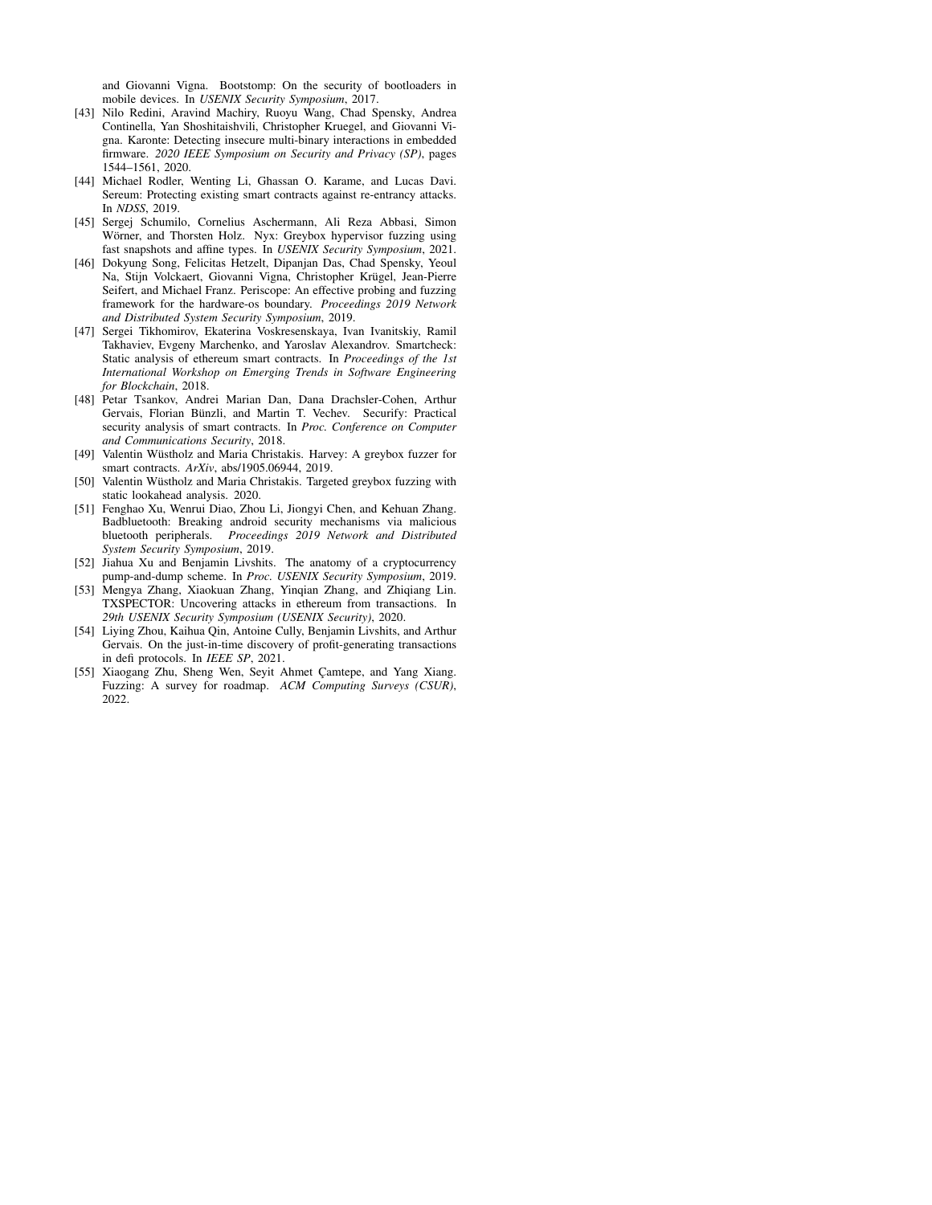and Giovanni Vigna. Bootstomp: On the security of bootloaders in mobile devices. In *USENIX Security Symposium*, 2017.

[43] Nilo Redini, Aravind Machiry, Ruoyu Wang, Chad Spensky, Andrea Continella, Yan Shoshitaishvili, Christopher Kruegel, and Giovanni Vigna. Karonte: Detecting insecure multi-binary interactions in embedded firmware. *2020 IEEE Symposium on Security and Privacy (SP)*, pages 1544–1561, 2020.

[44] Michael Rodler, Wenting Li, Ghassan O. Karame, and Lucas Davi. Sereum: Protecting existing smart contracts against re-entrancy attacks. In *NDSS*, 2019.

[45] Sergej Schumilo, Cornelius Aschermann, Ali Reza Abbasi, Simon Wörner, and Thorsten Holz. Nyx: Greybox hypervisor fuzzing using fast snapshots and affine types. In *USENIX Security Symposium*, 2021.

[46] Dokyung Song, Felicitas Hetzelt, Dipanjan Das, Chad Spensky, Yeoul Na, Stijn Volckaert, Giovanni Vigna, Christopher Krügel, Jean-Pierre Seifert, and Michael Franz. Periscope: An effective probing and fuzzing framework for the hardware-os boundary. *Proceedings 2019 Network and Distributed System Security Symposium*, 2019.

[47] Sergei Tikhomirov, Ekaterina Voskresenskaya, Ivan Ivanitskiy, Ramil Takhaviev, Evgeny Marchenko, and Yaroslav Alexandrov. Smartcheck: Static analysis of ethereum smart contracts. In *Proceedings of the 1st International Workshop on Emerging Trends in Software Engineering for Blockchain*, 2018.

[48] Petar Tsankov, Andrei Marian Dan, Dana Drachsler-Cohen, Arthur Gervais, Florian Bünzli, and Martin T. Vechev. Securify: Practical security analysis of smart contracts. In *Proc. Conference on Computer and Communications Security*, 2018.

[49] Valentin Wüstholz and Maria Christakis. Harvey: A greybox fuzzer for smart contracts. *ArXiv*, abs/1905.06944, 2019.

[50] Valentin Wüstholz and Maria Christakis. Targeted greybox fuzzing with static lookahead analysis. 2020.

[51] Fenghao Xu, Wenrui Diao, Zhou Li, Jiongyi Chen, and Kehuan Zhang. Badbluetooth: Breaking android security mechanisms via malicious bluetooth peripherals. *Proceedings 2019 Network and Distributed System Security Symposium*, 2019.

[52] Jiahua Xu and Benjamin Livshits. The anatomy of a cryptocurrency pump-and-dump scheme. In *Proc. USENIX Security Symposium*, 2019.

[53] Mengya Zhang, Xiaokuan Zhang, Yinqian Zhang, and Zhiqiang Lin. TXSPECTOR: Uncovering attacks in ethereum from transactions. In *29th USENIX Security Symposium (USENIX Security)*, 2020.

[54] Liying Zhou, Kaihua Qin, Antoine Cully, Benjamin Livshits, and Arthur Gervais. On the just-in-time discovery of profit-generating transactions in defi protocols. In *IEEE SP*, 2021.

[55] Xiaogang Zhu, Sheng Wen, Seyit Ahmet Çamtepe, and Yang Xiang. Fuzzing: A survey for roadmap. *ACM Computing Surveys (CSUR)*, 2022.